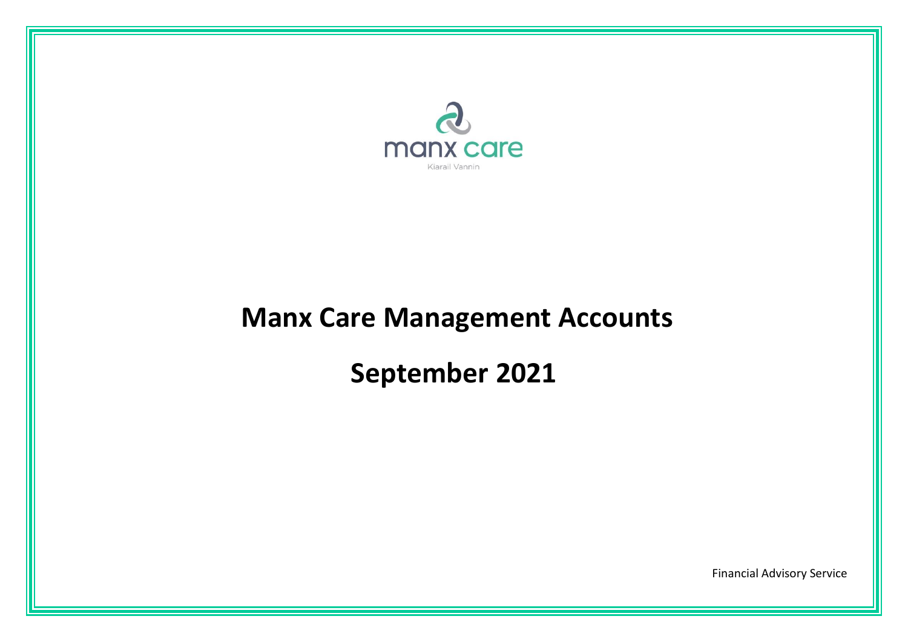manx care

Kiarail Vannin

# Manx Care Management Accounts

# September 2021

Financial Advisory Service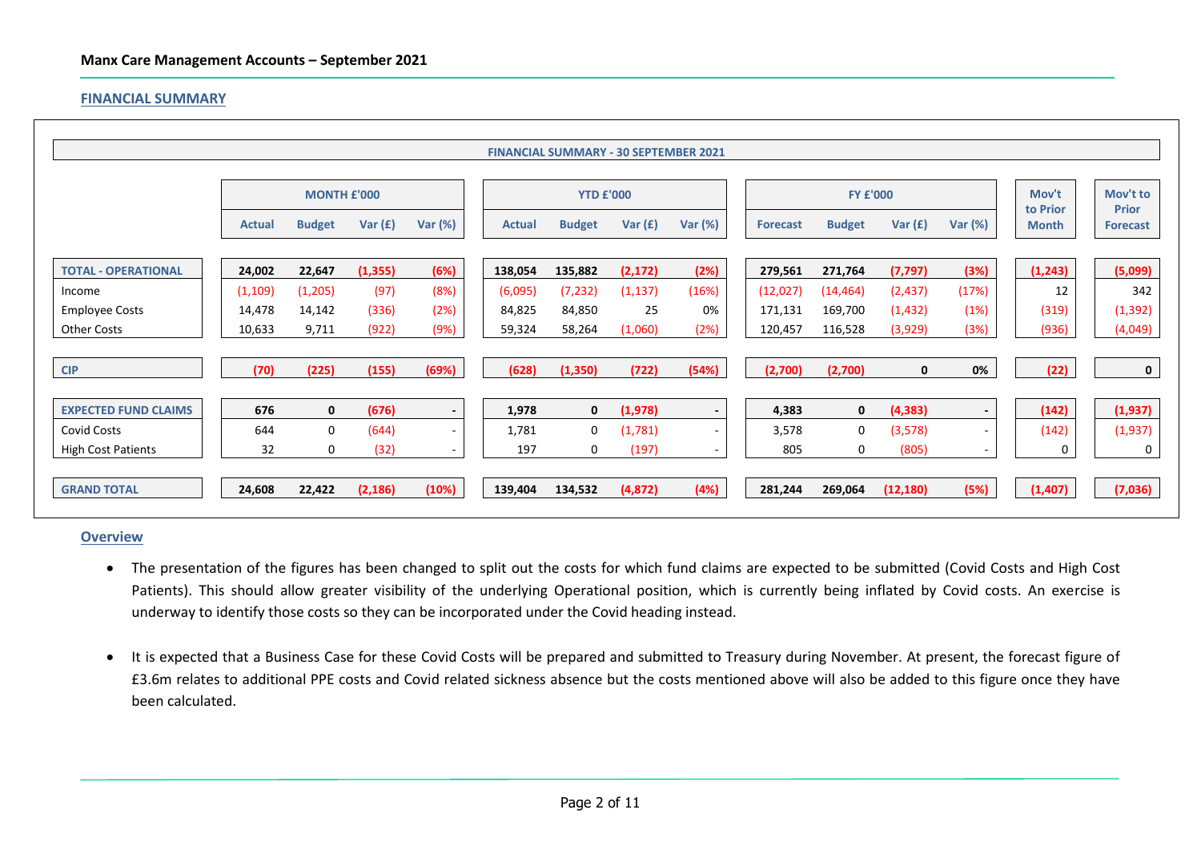**Manx Care Management Accounts – September 2021**

## FINANCIAL SUMMARY

**FINANCIAL SUMMARY - 30 SEPTEMBER 2021**

| | MONTH £'000 | | | | YTD £'000 | | | | FY £'000 | | | | Mov't to Prior Month | Mov't to Prior Forecast |
|---|---|---|---|---|---|---|---|---|---|---|---|---|---|---|
| | Actual | Budget | Var (£) | Var (%) | Actual | Budget | Var (£) | Var (%) | Forecast | Budget | Var (£) | Var (%) | | |
| **TOTAL - OPERATIONAL** | **24,002** | **22,647** | **(1,355)** | **(6%)** | **138,054** | **135,882** | **(2,172)** | **(2%)** | **279,561** | **271,764** | **(7,797)** | **(3%)** | **(1,243)** | **(5,099)** |
| Income | (1,109) | (1,205) | (97) | (8%) | (6,095) | (7,232) | (1,137) | (16%) | (12,027) | (14,464) | (2,437) | (17%) | 12 | 342 |
| Employee Costs | 14,478 | 14,142 | (336) | (2%) | 84,825 | 84,850 | 25 | 0% | 171,131 | 169,700 | (1,432) | (1%) | (319) | (1,392) |
| Other Costs | 10,633 | 9,711 | (922) | (9%) | 59,324 | 58,264 | (1,060) | (2%) | 120,457 | 116,528 | (3,929) | (3%) | (936) | (4,049) |
| **CIP** | **(70)** | **(225)** | **(155)** | **(69%)** | **(628)** | **(1,350)** | **(722)** | **(54%)** | **(2,700)** | **(2,700)** | **0** | **0%** | **(22)** | **0** |
| **EXPECTED FUND CLAIMS** | **676** | **0** | **(676)** | **-** | **1,978** | **0** | **(1,978)** | **-** | **4,383** | **0** | **(4,383)** | **-** | **(142)** | **(1,937)** |
| Covid Costs | 644 | 0 | (644) | - | 1,781 | 0 | (1,781) | - | 3,578 | 0 | (3,578) | - | (142) | (1,937) |
| High Cost Patients | 32 | 0 | (32) | - | 197 | 0 | (197) | - | 805 | 0 | (805) | - | 0 | 0 |
| **GRAND TOTAL** | **24,608** | **22,422** | **(2,186)** | **(10%)** | **139,404** | **134,532** | **(4,872)** | **(4%)** | **281,244** | **269,064** | **(12,180)** | **(5%)** | **(1,407)** | **(7,036)** |

### Overview

- The presentation of the figures has been changed to split out the costs for which fund claims are expected to be submitted (Covid Costs and High Cost Patients). This should allow greater visibility of the underlying Operational position, which is currently being inflated by Covid costs. An exercise is underway to identify those costs so they can be incorporated under the Covid heading instead.

- It is expected that a Business Case for these Covid Costs will be prepared and submitted to Treasury during November. At present, the forecast figure of £3.6m relates to additional PPE costs and Covid related sickness absence but the costs mentioned above will also be added to this figure once they have been calculated.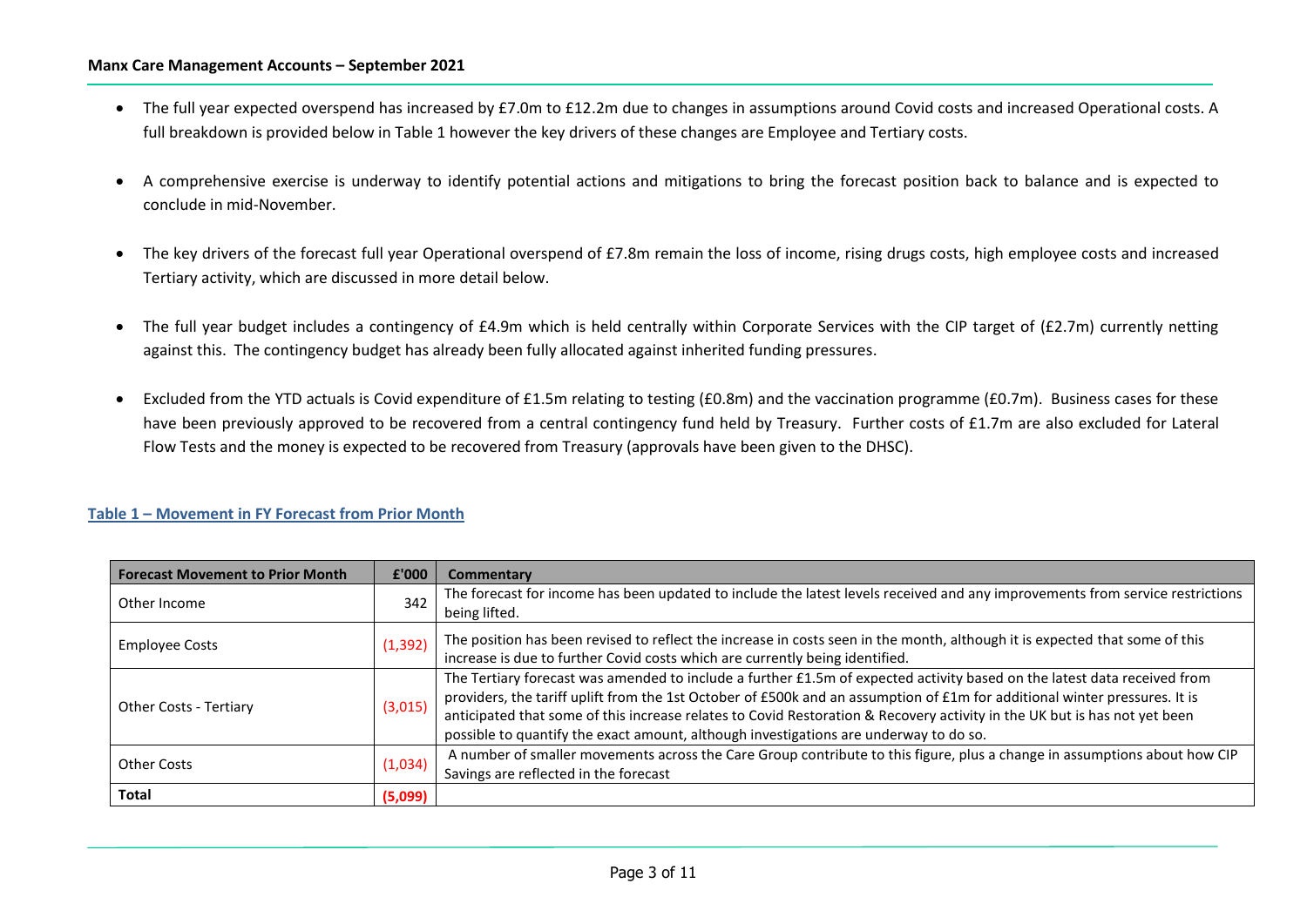- The full year expected overspend has increased by £7.0m to £12.2m due to changes in assumptions around Covid costs and increased Operational costs. A full breakdown is provided below in Table 1 however the key drivers of these changes are Employee and Tertiary costs.

- A comprehensive exercise is underway to identify potential actions and mitigations to bring the forecast position back to balance and is expected to conclude in mid-November.

- The key drivers of the forecast full year Operational overspend of £7.8m remain the loss of income, rising drugs costs, high employee costs and increased Tertiary activity, which are discussed in more detail below.

- The full year budget includes a contingency of £4.9m which is held centrally within Corporate Services with the CIP target of (£2.7m) currently netting against this. The contingency budget has already been fully allocated against inherited funding pressures.

- Excluded from the YTD actuals is Covid expenditure of £1.5m relating to testing (£0.8m) and the vaccination programme (£0.7m). Business cases for these have been previously approved to be recovered from a central contingency fund held by Treasury. Further costs of £1.7m are also excluded for Lateral Flow Tests and the money is expected to be recovered from Treasury (approvals have been given to the DHSC).

### Table 1 – Movement in FY Forecast from Prior Month

| Forecast Movement to Prior Month | £'000 | Commentary |
|---|---|---|
| Other Income | 342 | The forecast for income has been updated to include the latest levels received and any improvements from service restrictions being lifted. |
| Employee Costs | (1,392) | The position has been revised to reflect the increase in costs seen in the month, although it is expected that some of this increase is due to further Covid costs which are currently being identified. |
| Other Costs - Tertiary | (3,015) | The Tertiary forecast was amended to include a further £1.5m of expected activity based on the latest data received from providers, the tariff uplift from the 1st October of £500k and an assumption of £1m for additional winter pressures. It is anticipated that some of this increase relates to Covid Restoration & Recovery activity in the UK but is has not yet been possible to quantify the exact amount, although investigations are underway to do so. |
| Other Costs | (1,034) | A number of smaller movements across the Care Group contribute to this figure, plus a change in assumptions about how CIP Savings are reflected in the forecast |
| **Total** | **(5,099)** | |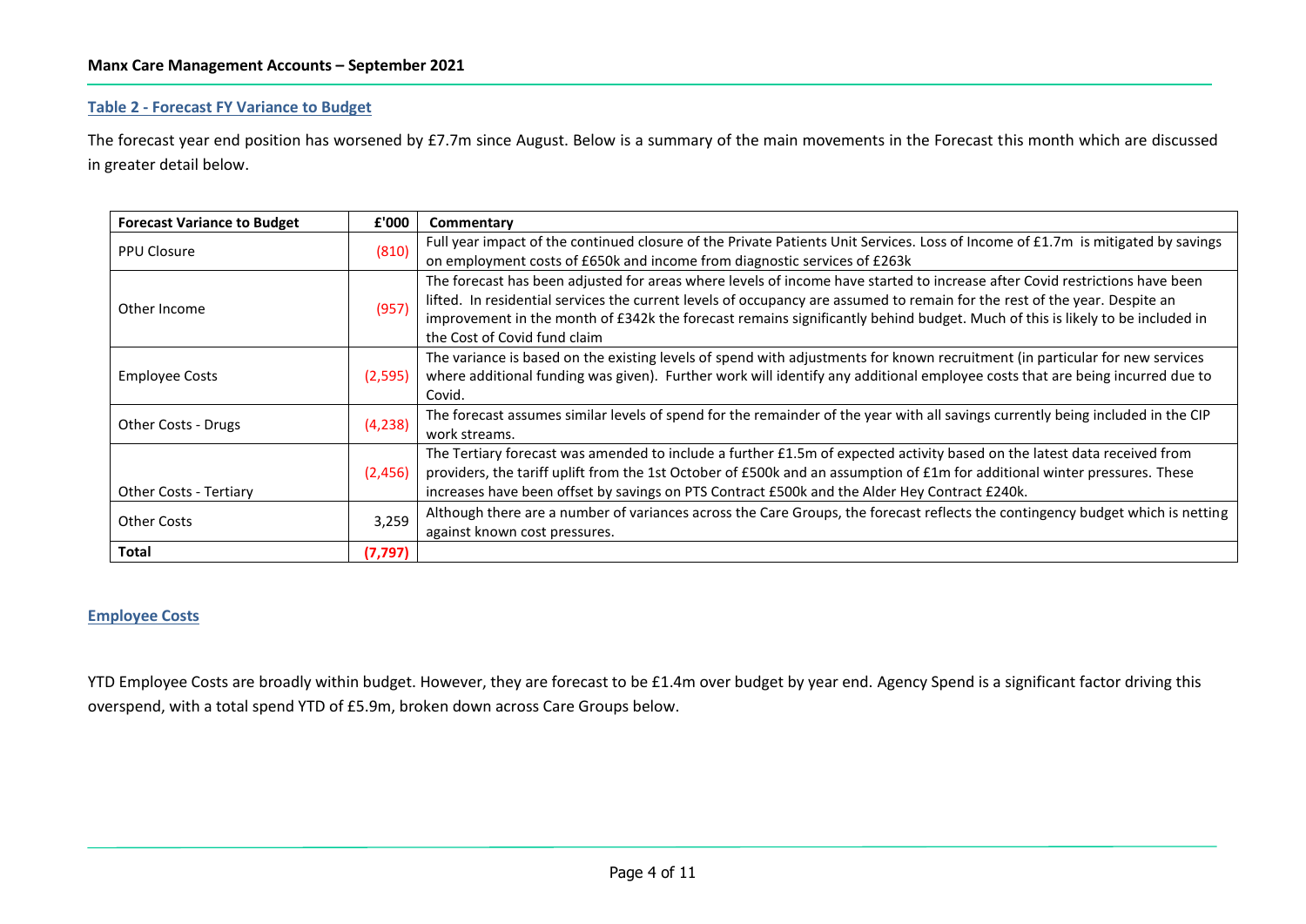## Table 2 - Forecast FY Variance to Budget

The forecast year end position has worsened by £7.7m since August. Below is a summary of the main movements in the Forecast this month which are discussed in greater detail below.

| Forecast Variance to Budget | £'000 | Commentary |
|---|---|---|
| PPU Closure | (810) | Full year impact of the continued closure of the Private Patients Unit Services. Loss of Income of £1.7m is mitigated by savings on employment costs of £650k and income from diagnostic services of £263k |
| Other Income | (957) | The forecast has been adjusted for areas where levels of income have started to increase after Covid restrictions have been lifted. In residential services the current levels of occupancy are assumed to remain for the rest of the year. Despite an improvement in the month of £342k the forecast remains significantly behind budget. Much of this is likely to be included in the Cost of Covid fund claim |
| Employee Costs | (2,595) | The variance is based on the existing levels of spend with adjustments for known recruitment (in particular for new services where additional funding was given). Further work will identify any additional employee costs that are being incurred due to Covid. |
| Other Costs - Drugs | (4,238) | The forecast assumes similar levels of spend for the remainder of the year with all savings currently being included in the CIP work streams. |
| Other Costs - Tertiary | (2,456) | The Tertiary forecast was amended to include a further £1.5m of expected activity based on the latest data received from providers, the tariff uplift from the 1st October of £500k and an assumption of £1m for additional winter pressures. These increases have been offset by savings on PTS Contract £500k and the Alder Hey Contract £240k. |
| Other Costs | 3,259 | Although there are a number of variances across the Care Groups, the forecast reflects the contingency budget which is netting against known cost pressures. |
| **Total** | **(7,797)** | |

## Employee Costs

YTD Employee Costs are broadly within budget. However, they are forecast to be £1.4m over budget by year end. Agency Spend is a significant factor driving this overspend, with a total spend YTD of £5.9m, broken down across Care Groups below.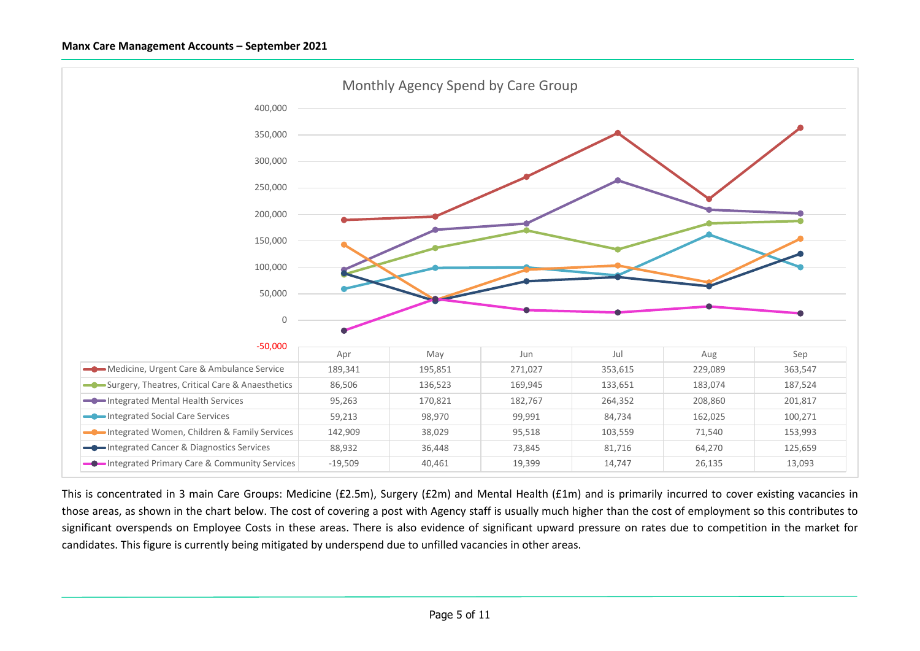**Monthly Agency Spend by Care Group**

| Care Group | Apr | May | Jun | Jul | Aug | Sep |
|---|---|---|---|---|---|---|
| Medicine, Urgent Care & Ambulance Service | 189,341 | 195,851 | 271,027 | 353,615 | 229,089 | 363,547 |
| Surgery, Theatres, Critical Care & Anaesthetics | 86,506 | 136,523 | 169,945 | 133,651 | 183,074 | 187,524 |
| Integrated Mental Health Services | 95,263 | 170,821 | 182,767 | 264,352 | 208,860 | 201,817 |
| Integrated Social Care Services | 59,213 | 98,970 | 99,991 | 84,734 | 162,025 | 100,271 |
| Integrated Women, Children & Family Services | 142,909 | 38,029 | 95,518 | 103,559 | 71,540 | 153,993 |
| Integrated Cancer & Diagnostics Services | 88,932 | 36,448 | 73,845 | 81,716 | 64,270 | 125,659 |
| Integrated Primary Care & Community Services | -19,509 | 40,461 | 19,399 | 14,747 | 26,135 | 13,093 |

This is concentrated in 3 main Care Groups: Medicine (£2.5m), Surgery (£2m) and Mental Health (£1m) and is primarily incurred to cover existing vacancies in those areas, as shown in the chart below. The cost of covering a post with Agency staff is usually much higher than the cost of employment so this contributes to significant overspends on Employee Costs in these areas. There is also evidence of significant upward pressure on rates due to competition in the market for candidates. This figure is currently being mitigated by underspend due to unfilled vacancies in other areas.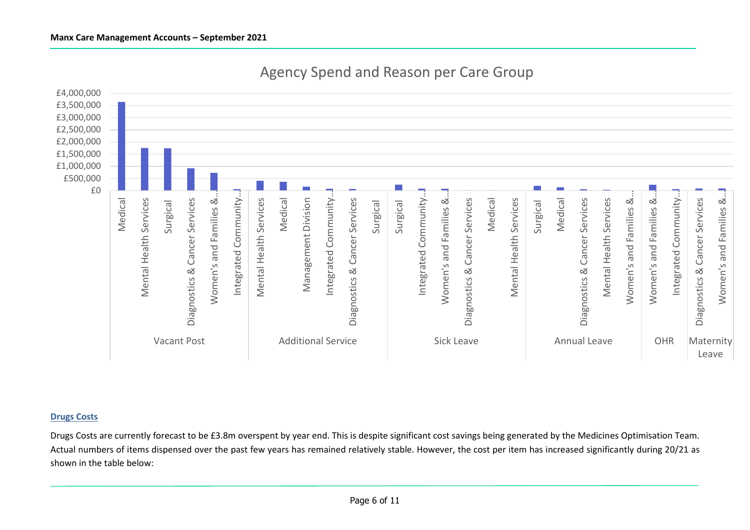## Agency Spend and Reason per Care Group

## Drugs Costs

Drugs Costs are currently forecast to be £3.8m overspent by year end. This is despite significant cost savings being generated by the Medicines Optimisation Team. Actual numbers of items dispensed over the past few years has remained relatively stable. However, the cost per item has increased significantly during 20/21 as shown in the table below: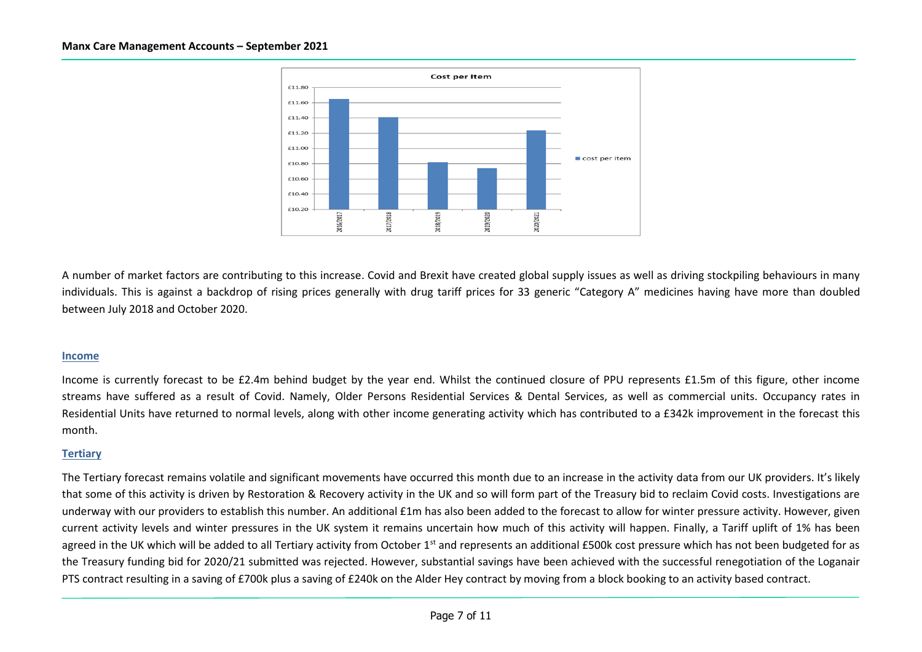A number of market factors are contributing to this increase. Covid and Brexit have created global supply issues as well as driving stockpiling behaviours in many individuals. This is against a backdrop of rising prices generally with drug tariff prices for 33 generic "Category A" medicines having have more than doubled between July 2018 and October 2020.

## Income

Income is currently forecast to be £2.4m behind budget by the year end. Whilst the continued closure of PPU represents £1.5m of this figure, other income streams have suffered as a result of Covid. Namely, Older Persons Residential Services & Dental Services, as well as commercial units. Occupancy rates in Residential Units have returned to normal levels, along with other income generating activity which has contributed to a £342k improvement in the forecast this month.

## Tertiary

The Tertiary forecast remains volatile and significant movements have occurred this month due to an increase in the activity data from our UK providers. It's likely that some of this activity is driven by Restoration & Recovery activity in the UK and so will form part of the Treasury bid to reclaim Covid costs. Investigations are underway with our providers to establish this number. An additional £1m has also been added to the forecast to allow for winter pressure activity. However, given current activity levels and winter pressures in the UK system it remains uncertain how much of this activity will happen. Finally, a Tariff uplift of 1% has been agreed in the UK which will be added to all Tertiary activity from October 1st and represents an additional £500k cost pressure which has not been budgeted for as the Treasury funding bid for 2020/21 submitted was rejected. However, substantial savings have been achieved with the successful renegotiation of the Loganair PTS contract resulting in a saving of £700k plus a saving of £240k on the Alder Hey contract by moving from a block booking to an activity based contract.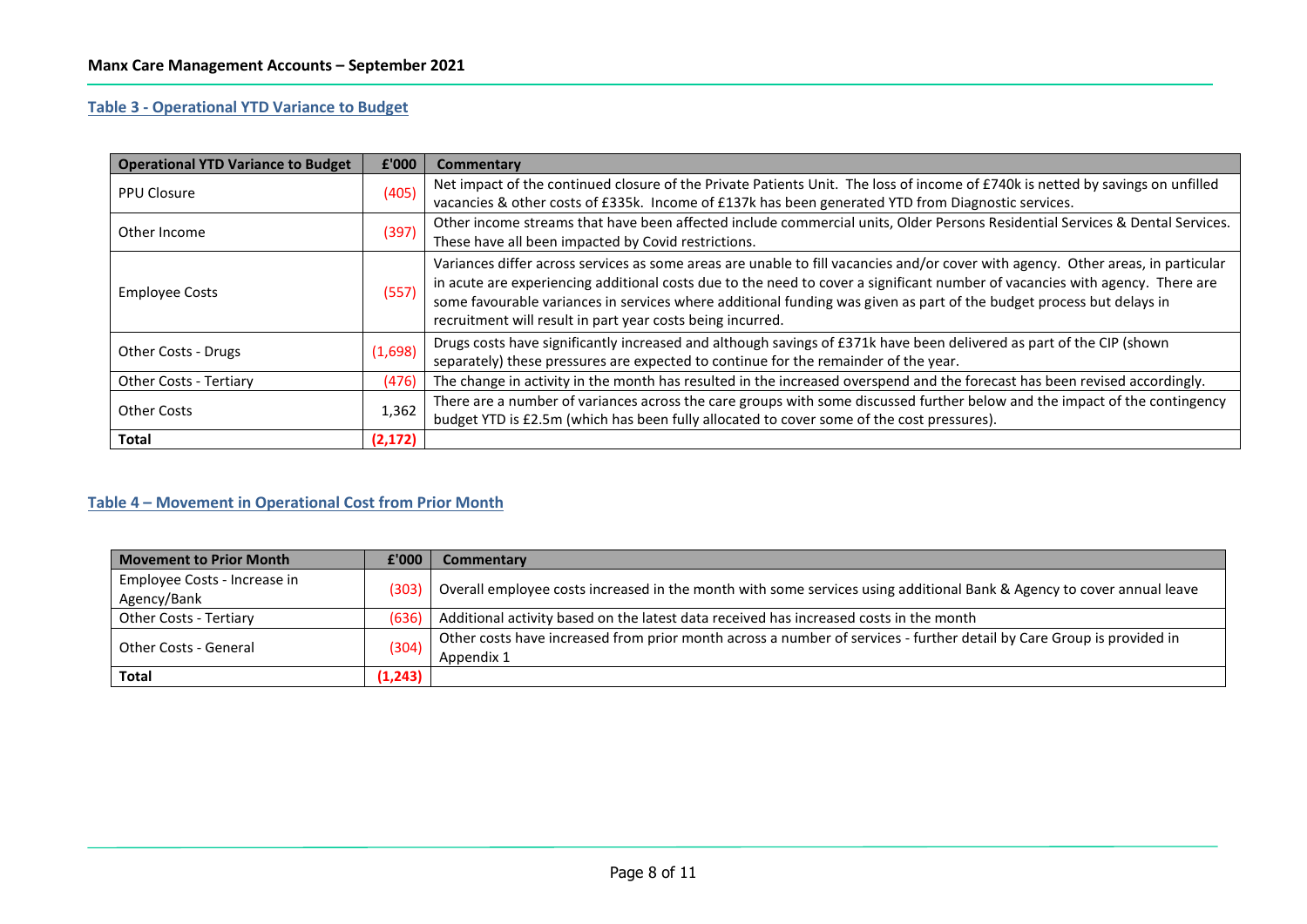### Table 3 - Operational YTD Variance to Budget

| Operational YTD Variance to Budget | £'000 | Commentary |
|---|---|---|
| PPU Closure | (405) | Net impact of the continued closure of the Private Patients Unit. The loss of income of £740k is netted by savings on unfilled vacancies & other costs of £335k. Income of £137k has been generated YTD from Diagnostic services. |
| Other Income | (397) | Other income streams that have been affected include commercial units, Older Persons Residential Services & Dental Services. These have all been impacted by Covid restrictions. |
| Employee Costs | (557) | Variances differ across services as some areas are unable to fill vacancies and/or cover with agency. Other areas, in particular in acute are experiencing additional costs due to the need to cover a significant number of vacancies with agency. There are some favourable variances in services where additional funding was given as part of the budget process but delays in recruitment will result in part year costs being incurred. |
| Other Costs - Drugs | (1,698) | Drugs costs have significantly increased and although savings of £371k have been delivered as part of the CIP (shown separately) these pressures are expected to continue for the remainder of the year. |
| Other Costs - Tertiary | (476) | The change in activity in the month has resulted in the increased overspend and the forecast has been revised accordingly. |
| Other Costs | 1,362 | There are a number of variances across the care groups with some discussed further below and the impact of the contingency budget YTD is £2.5m (which has been fully allocated to cover some of the cost pressures). |
| **Total** | **(2,172)** | |

### Table 4 – Movement in Operational Cost from Prior Month

| Movement to Prior Month | £'000 | Commentary |
|---|---|---|
| Employee Costs - Increase in Agency/Bank | (303) | Overall employee costs increased in the month with some services using additional Bank & Agency to cover annual leave |
| Other Costs - Tertiary | (636) | Additional activity based on the latest data received has increased costs in the month |
| Other Costs - General | (304) | Other costs have increased from prior month across a number of services - further detail by Care Group is provided in Appendix 1 |
| **Total** | **(1,243)** | |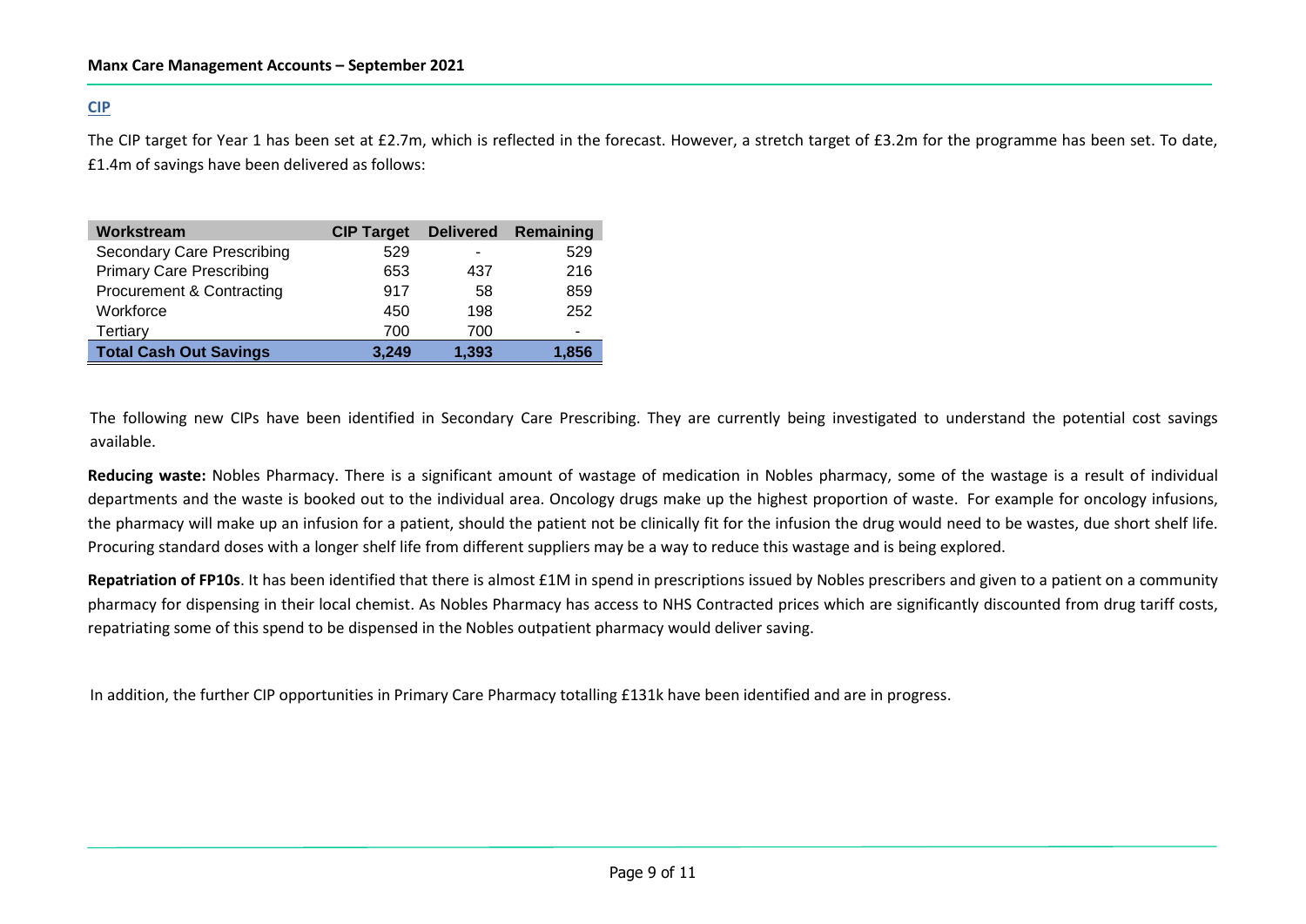## CIP

The CIP target for Year 1 has been set at £2.7m, which is reflected in the forecast. However, a stretch target of £3.2m for the programme has been set. To date, £1.4m of savings have been delivered as follows:

| Workstream | CIP Target | Delivered | Remaining |
|---|---|---|---|
| Secondary Care Prescribing | 529 | - | 529 |
| Primary Care Prescribing | 653 | 437 | 216 |
| Procurement & Contracting | 917 | 58 | 859 |
| Workforce | 450 | 198 | 252 |
| Tertiary | 700 | 700 | - |
| **Total Cash Out Savings** | **3,249** | **1,393** | **1,856** |

The following new CIPs have been identified in Secondary Care Prescribing. They are currently being investigated to understand the potential cost savings available.

**Reducing waste:** Nobles Pharmacy. There is a significant amount of wastage of medication in Nobles pharmacy, some of the wastage is a result of individual departments and the waste is booked out to the individual area. Oncology drugs make up the highest proportion of waste. For example for oncology infusions, the pharmacy will make up an infusion for a patient, should the patient not be clinically fit for the infusion the drug would need to be wastes, due short shelf life. Procuring standard doses with a longer shelf life from different suppliers may be a way to reduce this wastage and is being explored.

**Repatriation of FP10s**. It has been identified that there is almost £1M in spend in prescriptions issued by Nobles prescribers and given to a patient on a community pharmacy for dispensing in their local chemist. As Nobles Pharmacy has access to NHS Contracted prices which are significantly discounted from drug tariff costs, repatriating some of this spend to be dispensed in the Nobles outpatient pharmacy would deliver saving.

In addition, the further CIP opportunities in Primary Care Pharmacy totalling £131k have been identified and are in progress.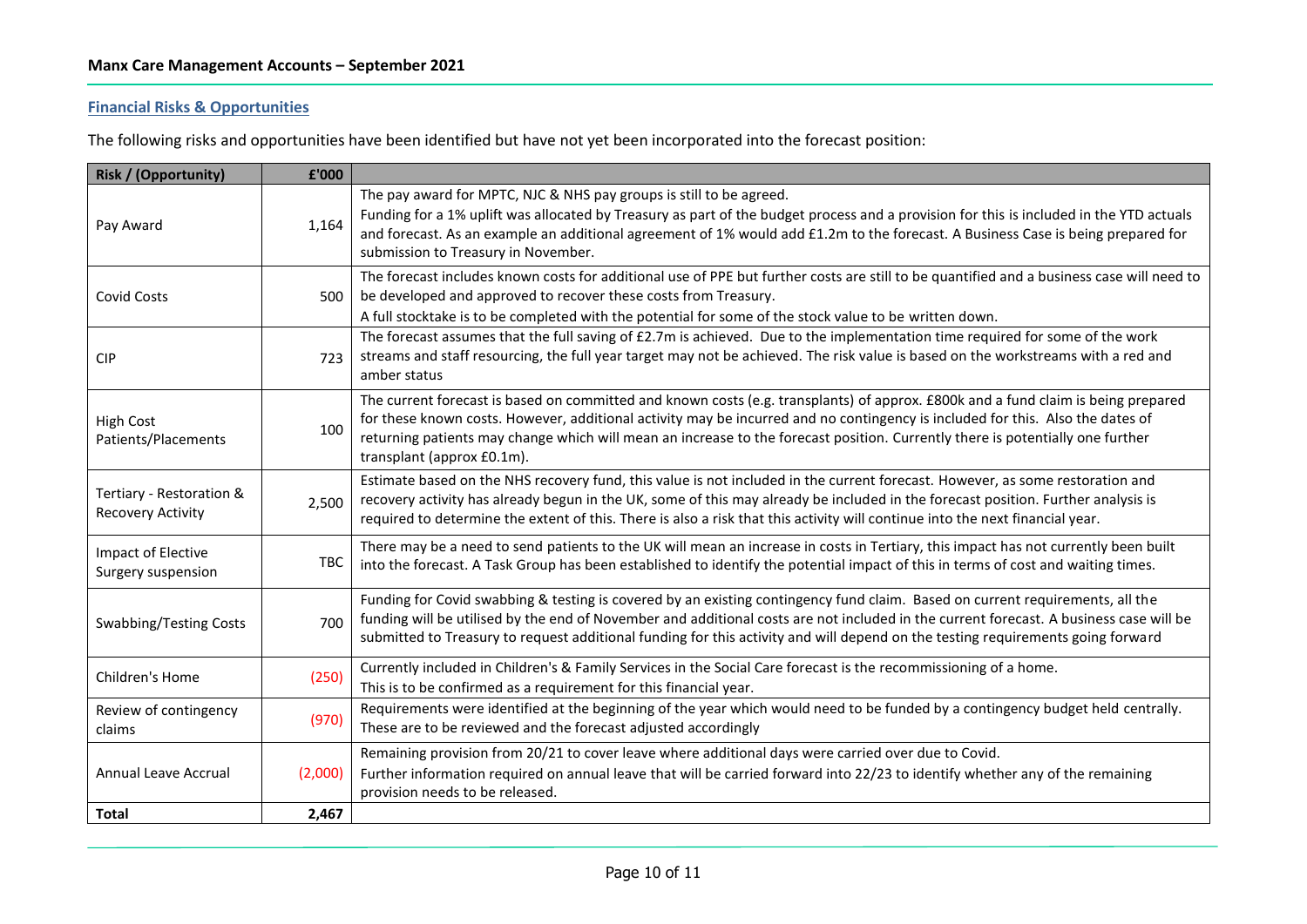## Financial Risks & Opportunities

The following risks and opportunities have been identified but have not yet been incorporated into the forecast position:

| Risk / (Opportunity) | £'000 | |
|---|---|---|
| Pay Award | 1,164 | The pay award for MPTC, NJC & NHS pay groups is still to be agreed.<br>Funding for a 1% uplift was allocated by Treasury as part of the budget process and a provision for this is included in the YTD actuals and forecast. As an example an additional agreement of 1% would add £1.2m to the forecast. A Business Case is being prepared for submission to Treasury in November. |
| Covid Costs | 500 | The forecast includes known costs for additional use of PPE but further costs are still to be quantified and a business case will need to be developed and approved to recover these costs from Treasury.<br>A full stocktake is to be completed with the potential for some of the stock value to be written down. |
| CIP | 723 | The forecast assumes that the full saving of £2.7m is achieved. Due to the implementation time required for some of the work streams and staff resourcing, the full year target may not be achieved. The risk value is based on the workstreams with a red and amber status |
| High Cost Patients/Placements | 100 | The current forecast is based on committed and known costs (e.g. transplants) of approx. £800k and a fund claim is being prepared for these known costs. However, additional activity may be incurred and no contingency is included for this. Also the dates of returning patients may change which will mean an increase to the forecast position. Currently there is potentially one further transplant (approx £0.1m). |
| Tertiary - Restoration & Recovery Activity | 2,500 | Estimate based on the NHS recovery fund, this value is not included in the current forecast. However, as some restoration and recovery activity has already begun in the UK, some of this may already be included in the forecast position. Further analysis is required to determine the extent of this. There is also a risk that this activity will continue into the next financial year. |
| Impact of Elective Surgery suspension | TBC | There may be a need to send patients to the UK will mean an increase in costs in Tertiary, this impact has not currently been built into the forecast. A Task Group has been established to identify the potential impact of this in terms of cost and waiting times. |
| Swabbing/Testing Costs | 700 | Funding for Covid swabbing & testing is covered by an existing contingency fund claim. Based on current requirements, all the funding will be utilised by the end of November and additional costs are not included in the current forecast. A business case will be submitted to Treasury to request additional funding for this activity and will depend on the testing requirements going forward |
| Children's Home | (250) | Currently included in Children's & Family Services in the Social Care forecast is the recommissioning of a home.<br>This is to be confirmed as a requirement for this financial year. |
| Review of contingency claims | (970) | Requirements were identified at the beginning of the year which would need to be funded by a contingency budget held centrally. These are to be reviewed and the forecast adjusted accordingly |
| Annual Leave Accrual | (2,000) | Remaining provision from 20/21 to cover leave where additional days were carried over due to Covid.<br>Further information required on annual leave that will be carried forward into 22/23 to identify whether any of the remaining provision needs to be released. |
| **Total** | **2,467** | |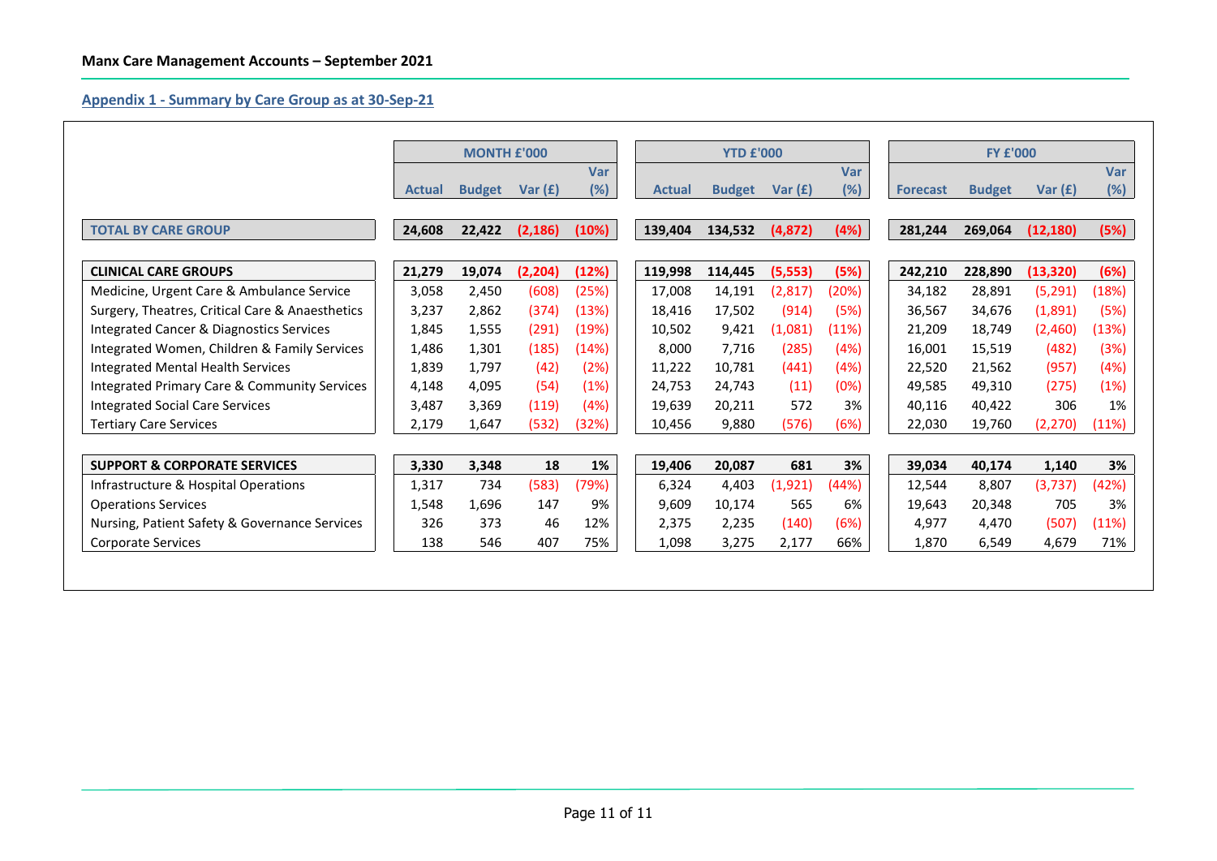**Manx Care Management Accounts – September 2021**

## Appendix 1 - Summary by Care Group as at 30-Sep-21

| | MONTH £'000 | | | | YTD £'000 | | | | FY £'000 | | | |
|---|---|---|---|---|---|---|---|---|---|---|---|---|
| | Actual | Budget | Var (£) | Var (%) | Actual | Budget | Var (£) | Var (%) | Forecast | Budget | Var (£) | Var (%) |
| **TOTAL BY CARE GROUP** | **24,608** | **22,422** | **(2,186)** | **(10%)** | **139,404** | **134,532** | **(4,872)** | **(4%)** | **281,244** | **269,064** | **(12,180)** | **(5%)** |
| **CLINICAL CARE GROUPS** | **21,279** | **19,074** | **(2,204)** | **(12%)** | **119,998** | **114,445** | **(5,553)** | **(5%)** | **242,210** | **228,890** | **(13,320)** | **(6%)** |
| Medicine, Urgent Care & Ambulance Service | 3,058 | 2,450 | (608) | (25%) | 17,008 | 14,191 | (2,817) | (20%) | 34,182 | 28,891 | (5,291) | (18%) |
| Surgery, Theatres, Critical Care & Anaesthetics | 3,237 | 2,862 | (374) | (13%) | 18,416 | 17,502 | (914) | (5%) | 36,567 | 34,676 | (1,891) | (5%) |
| Integrated Cancer & Diagnostics Services | 1,845 | 1,555 | (291) | (19%) | 10,502 | 9,421 | (1,081) | (11%) | 21,209 | 18,749 | (2,460) | (13%) |
| Integrated Women, Children & Family Services | 1,486 | 1,301 | (185) | (14%) | 8,000 | 7,716 | (285) | (4%) | 16,001 | 15,519 | (482) | (3%) |
| Integrated Mental Health Services | 1,839 | 1,797 | (42) | (2%) | 11,222 | 10,781 | (441) | (4%) | 22,520 | 21,562 | (957) | (4%) |
| Integrated Primary Care & Community Services | 4,148 | 4,095 | (54) | (1%) | 24,753 | 24,743 | (11) | (0%) | 49,585 | 49,310 | (275) | (1%) |
| Integrated Social Care Services | 3,487 | 3,369 | (119) | (4%) | 19,639 | 20,211 | 572 | 3% | 40,116 | 40,422 | 306 | 1% |
| Tertiary Care Services | 2,179 | 1,647 | (532) | (32%) | 10,456 | 9,880 | (576) | (6%) | 22,030 | 19,760 | (2,270) | (11%) |
| **SUPPORT & CORPORATE SERVICES** | **3,330** | **3,348** | **18** | **1%** | **19,406** | **20,087** | **681** | **3%** | **39,034** | **40,174** | **1,140** | **3%** |
| Infrastructure & Hospital Operations | 1,317 | 734 | (583) | (79%) | 6,324 | 4,403 | (1,921) | (44%) | 12,544 | 8,807 | (3,737) | (42%) |
| Operations Services | 1,548 | 1,696 | 147 | 9% | 9,609 | 10,174 | 565 | 6% | 19,643 | 20,348 | 705 | 3% |
| Nursing, Patient Safety & Governance Services | 326 | 373 | 46 | 12% | 2,375 | 2,235 | (140) | (6%) | 4,977 | 4,470 | (507) | (11%) |
| Corporate Services | 138 | 546 | 407 | 75% | 1,098 | 3,275 | 2,177 | 66% | 1,870 | 6,549 | 4,679 | 71% |